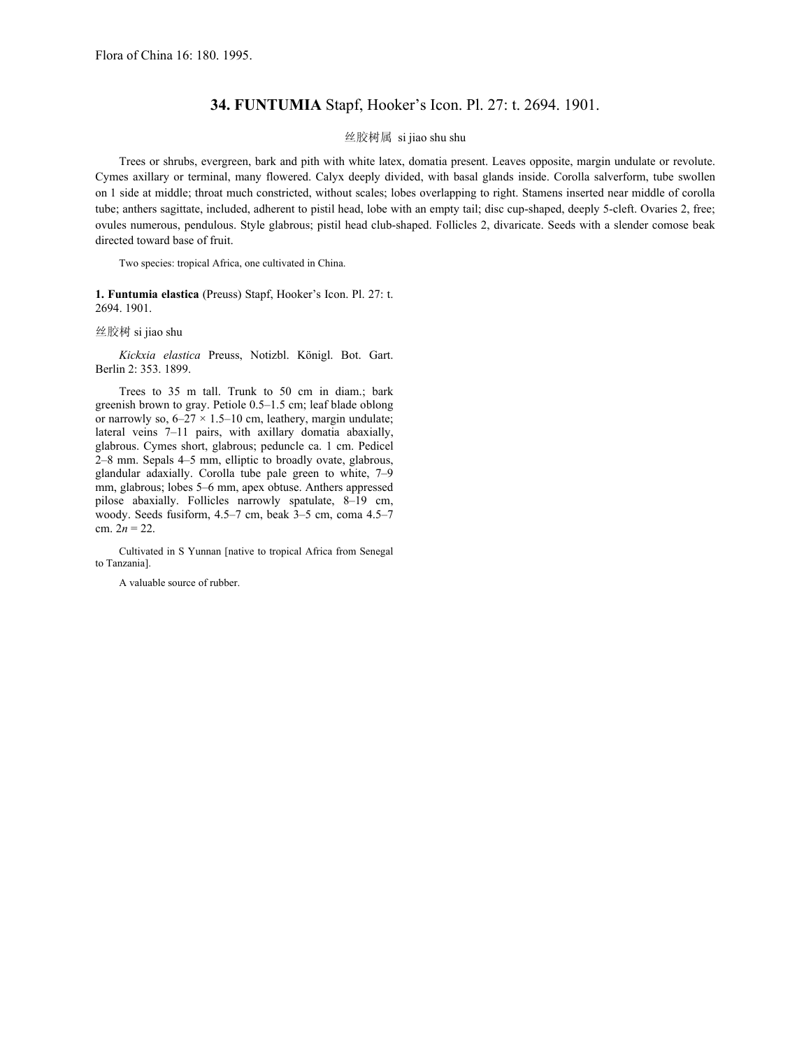Flora of China 16: 180. 1995.

## 34. **FUNTUMIA** Stapf, Hooker's Icon. Pl. 27: t. 2694. 1901.

丝胶树属 si jiao shu shu

Trees or shrubs, evergreen, bark and pith with white latex, domatia present. Leaves opposite, margin undulate or revolute. Cymes axillary or terminal, many flowered. Calyx deeply divided, with basal glands inside. Corolla salverform, tube swollen on 1 side at middle; throat much constricted, without scales; lobes overlapping to right. Stamens inserted near middle of corolla tube; anthers sagittate, included, adherent to pistil head, lobe with an empty tail; disc cup-shaped, deeply 5-cleft. Ovaries 2, free; ovules numerous, pendulous. Style glabrous; pistil head club-shaped. Follicles 2, divaricate. Seeds with a slender comose beak directed toward base of fruit.

Two species: tropical Africa, one cultivated in China.

**1. Funtumia elastica** (Preuss) Stapf, Hooker's Icon. Pl. 27: t. 2694. 1901.

丝胶树 si jiao shu

*Kickxia elastica* Preuss, Notizbl. Königl. Bot. Gart. Berlin 2: 353. 1899.

Trees to 35 m tall. Trunk to 50 cm in diam.; bark greenish brown to gray. Petiole 0.5–1.5 cm; leaf blade oblong or narrowly so, 6–27 × 1.5–10 cm, leathery, margin undulate; lateral veins 7–11 pairs, with axillary domatia abaxially, glabrous. Cymes short, glabrous; peduncle ca. 1 cm. Pedicel 2–8 mm. Sepals 4–5 mm, elliptic to broadly ovate, glabrous, glandular adaxially. Corolla tube pale green to white, 7–9 mm, glabrous; lobes 5–6 mm, apex obtuse. Anthers appressed pilose abaxially. Follicles narrowly spatulate, 8–19 cm, woody. Seeds fusiform, 4.5–7 cm, beak 3–5 cm, coma 4.5–7 cm. $2n = 22$.

Cultivated in S Yunnan [native to tropical Africa from Senegal to Tanzania].

A valuable source of rubber.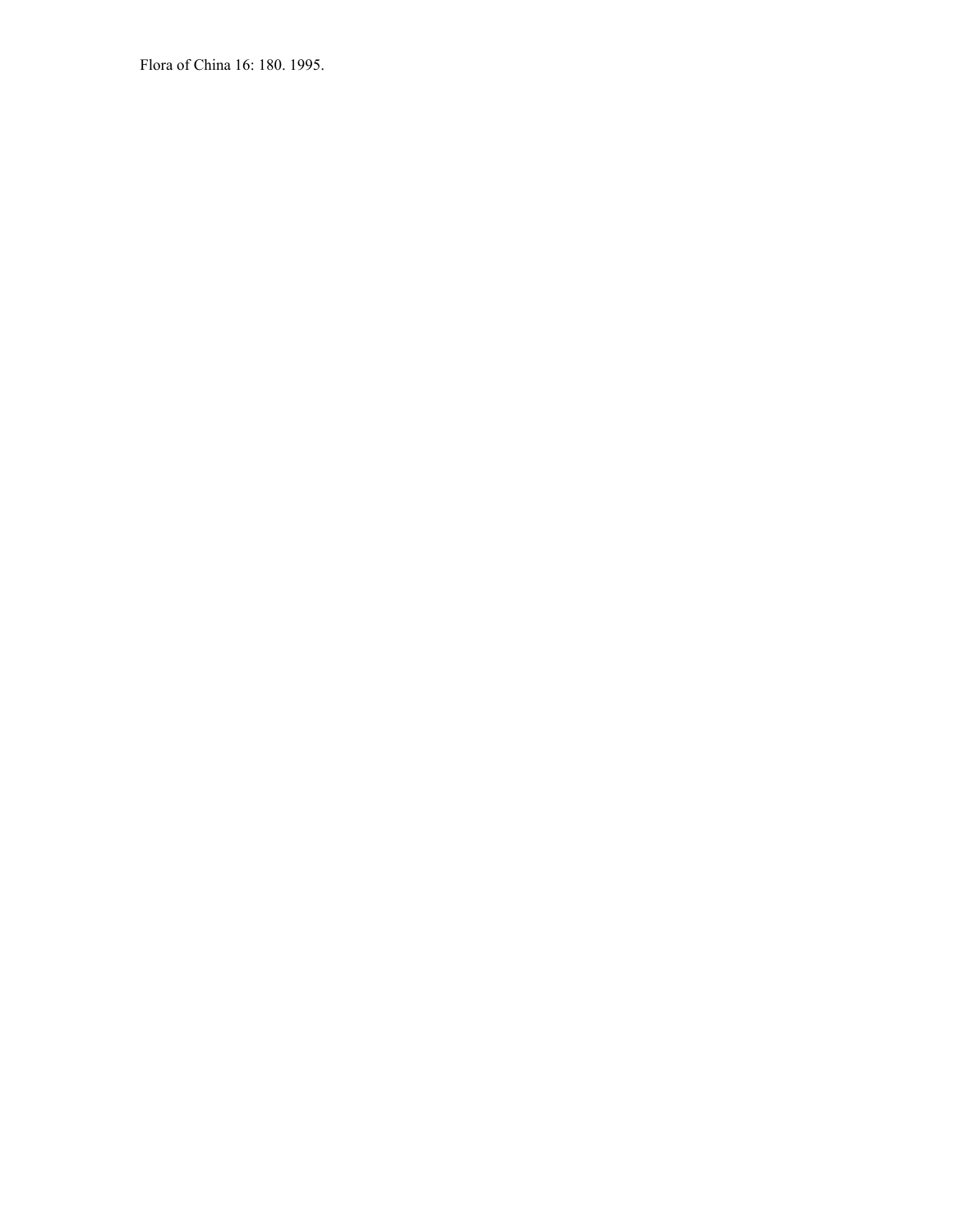Flora of China 16: 180. 1995.